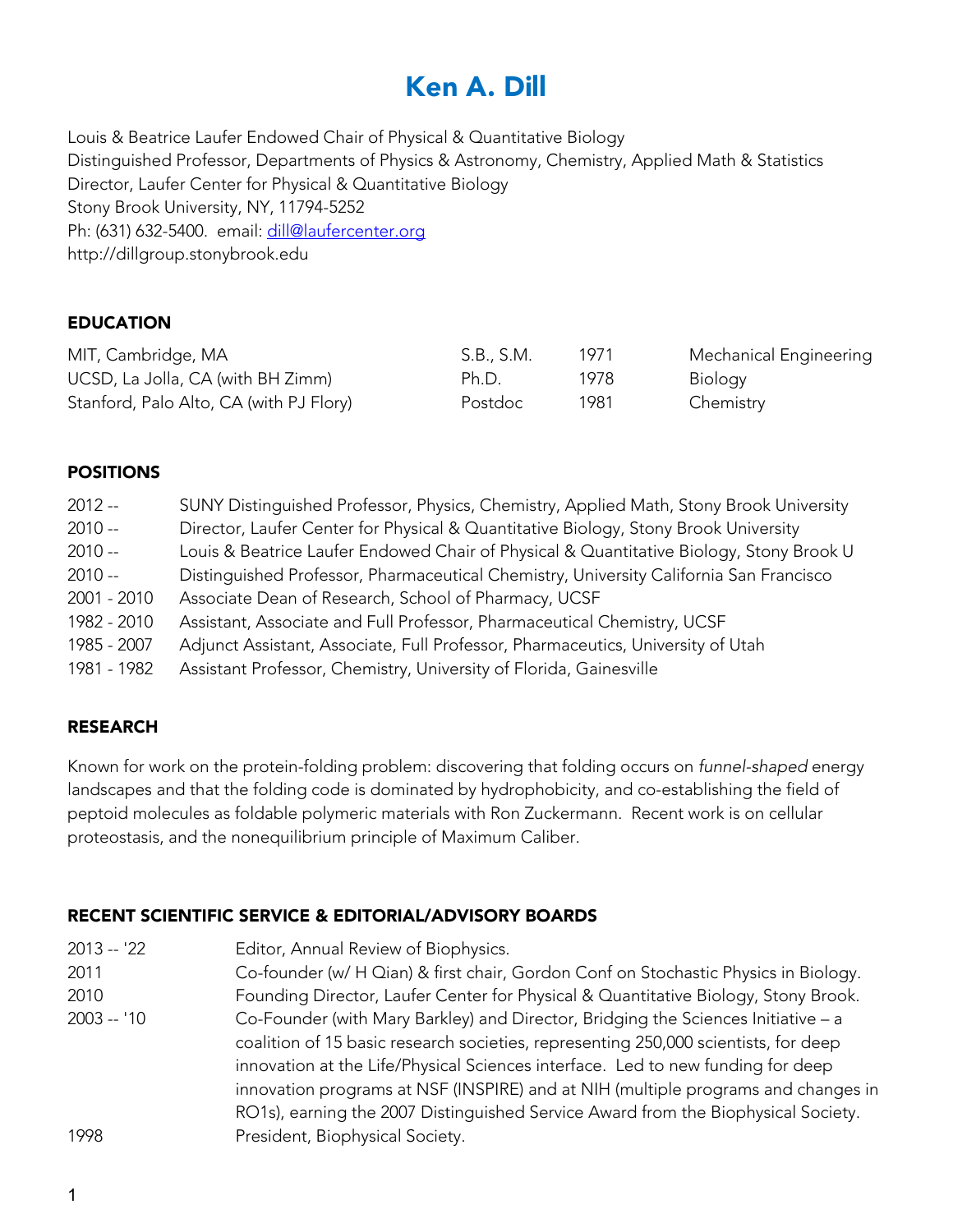# Ken A. Dill

Louis & Beatrice Laufer Endowed Chair of Physical & Quantitative Biology
Distinguished Professor, Departments of Physics & Astronomy, Chemistry, Applied Math & Statistics
Director, Laufer Center for Physical & Quantitative Biology
Stony Brook University, NY, 11794-5252
Ph: (631) 632-5400. email: dill@laufercenter.org
http://dillgroup.stonybrook.edu

## EDUCATION

| | | | |
|---|---|---|---|
| MIT, Cambridge, MA | S.B., S.M. | 1971 | Mechanical Engineering |
| UCSD, La Jolla, CA (with BH Zimm) | Ph.D. | 1978 | Biology |
| Stanford, Palo Alto, CA (with PJ Flory) | Postdoc | 1981 | Chemistry |

## POSITIONS

| | |
|---|---|
| 2012 -- | SUNY Distinguished Professor, Physics, Chemistry, Applied Math, Stony Brook University |
| 2010 -- | Director, Laufer Center for Physical & Quantitative Biology, Stony Brook University |
| 2010 -- | Louis & Beatrice Laufer Endowed Chair of Physical & Quantitative Biology, Stony Brook U |
| 2010 -- | Distinguished Professor, Pharmaceutical Chemistry, University California San Francisco |
| 2001 - 2010 | Associate Dean of Research, School of Pharmacy, UCSF |
| 1982 - 2010 | Assistant, Associate and Full Professor, Pharmaceutical Chemistry, UCSF |
| 1985 - 2007 | Adjunct Assistant, Associate, Full Professor, Pharmaceutics, University of Utah |
| 1981 - 1982 | Assistant Professor, Chemistry, University of Florida, Gainesville |

## RESEARCH

Known for work on the protein-folding problem: discovering that folding occurs on *funnel-shaped* energy landscapes and that the folding code is dominated by hydrophobicity, and co-establishing the field of peptoid molecules as foldable polymeric materials with Ron Zuckermann. Recent work is on cellular proteostasis, and the nonequilibrium principle of Maximum Caliber.

## RECENT SCIENTIFIC SERVICE & EDITORIAL/ADVISORY BOARDS

| | |
|---|---|
| 2013 -- '22 | Editor, Annual Review of Biophysics. |
| 2011 | Co-founder (w/ H Qian) & first chair, Gordon Conf on Stochastic Physics in Biology. |
| 2010 | Founding Director, Laufer Center for Physical & Quantitative Biology, Stony Brook. |
| 2003 -- '10 | Co-Founder (with Mary Barkley) and Director, Bridging the Sciences Initiative – a coalition of 15 basic research societies, representing 250,000 scientists, for deep innovation at the Life/Physical Sciences interface. Led to new funding for deep innovation programs at NSF (INSPIRE) and at NIH (multiple programs and changes in RO1s), earning the 2007 Distinguished Service Award from the Biophysical Society. |
| 1998 | President, Biophysical Society. |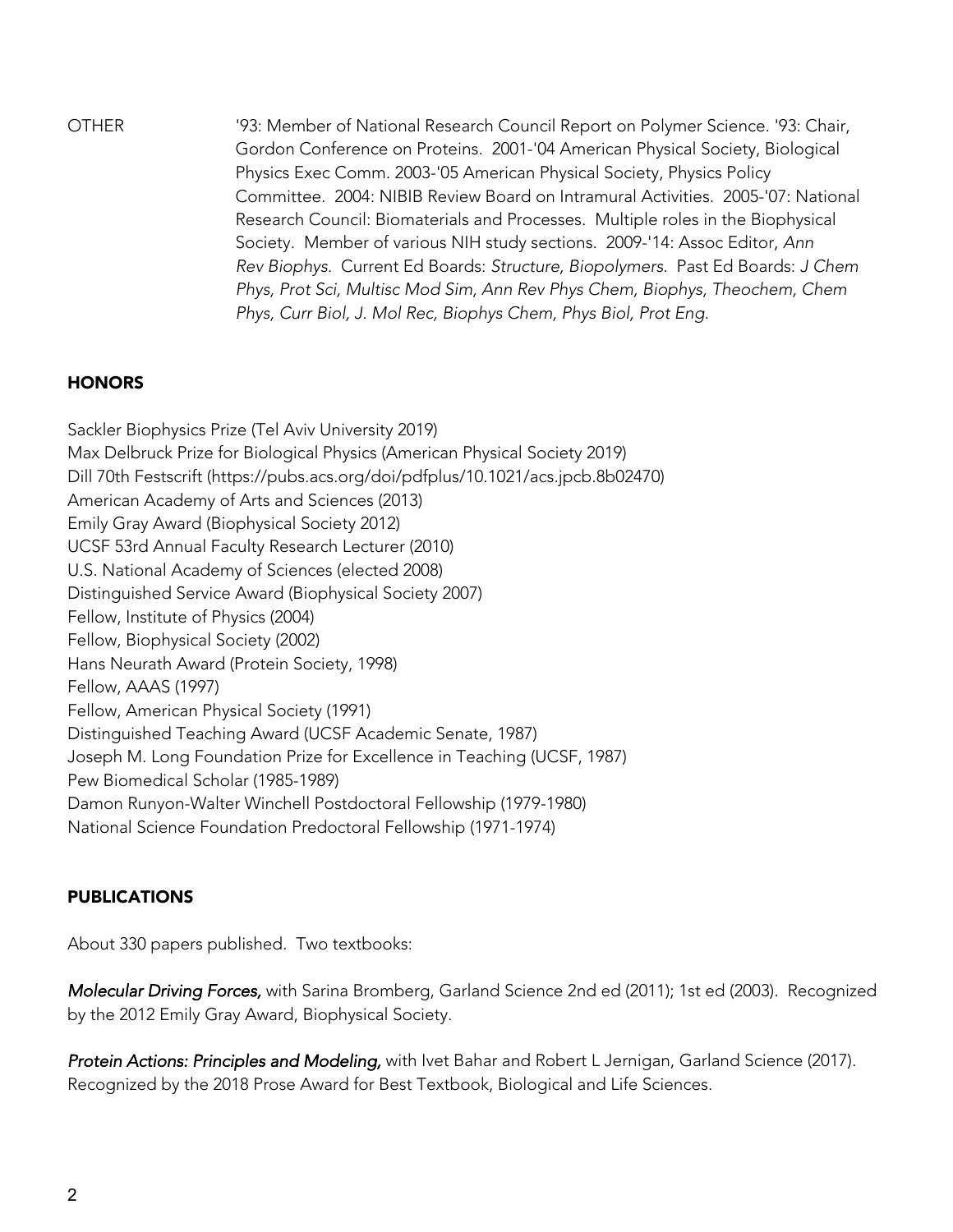OTHER

'93: Member of National Research Council Report on Polymer Science. '93: Chair, Gordon Conference on Proteins. 2001-'04 American Physical Society, Biological Physics Exec Comm. 2003-'05 American Physical Society, Physics Policy Committee. 2004: NIBIB Review Board on Intramural Activities. 2005-'07: National Research Council: Biomaterials and Processes. Multiple roles in the Biophysical Society. Member of various NIH study sections. 2009-'14: Assoc Editor, *Ann Rev Biophys.* Current Ed Boards: *Structure, Biopolymers.* Past Ed Boards: *J Chem Phys, Prot Sci, Multisc Mod Sim, Ann Rev Phys Chem, Biophys, Theochem, Chem Phys, Curr Biol, J. Mol Rec, Biophys Chem, Phys Biol, Prot Eng.*

## HONORS

Sackler Biophysics Prize (Tel Aviv University 2019)
Max Delbruck Prize for Biological Physics (American Physical Society 2019)
Dill 70th Festscrift (https://pubs.acs.org/doi/pdfplus/10.1021/acs.jpcb.8b02470)
American Academy of Arts and Sciences (2013)
Emily Gray Award (Biophysical Society 2012)
UCSF 53rd Annual Faculty Research Lecturer (2010)
U.S. National Academy of Sciences (elected 2008)
Distinguished Service Award (Biophysical Society 2007)
Fellow, Institute of Physics (2004)
Fellow, Biophysical Society (2002)
Hans Neurath Award (Protein Society, 1998)
Fellow, AAAS (1997)
Fellow, American Physical Society (1991)
Distinguished Teaching Award (UCSF Academic Senate, 1987)
Joseph M. Long Foundation Prize for Excellence in Teaching (UCSF, 1987)
Pew Biomedical Scholar (1985-1989)
Damon Runyon-Walter Winchell Postdoctoral Fellowship (1979-1980)
National Science Foundation Predoctoral Fellowship (1971-1974)

## PUBLICATIONS

About 330 papers published. Two textbooks:

***Molecular Driving Forces,*** with Sarina Bromberg, Garland Science 2nd ed (2011); 1st ed (2003). Recognized by the 2012 Emily Gray Award, Biophysical Society.

***Protein Actions: Principles and Modeling,*** with Ivet Bahar and Robert L Jernigan, Garland Science (2017). Recognized by the 2018 Prose Award for Best Textbook, Biological and Life Sciences.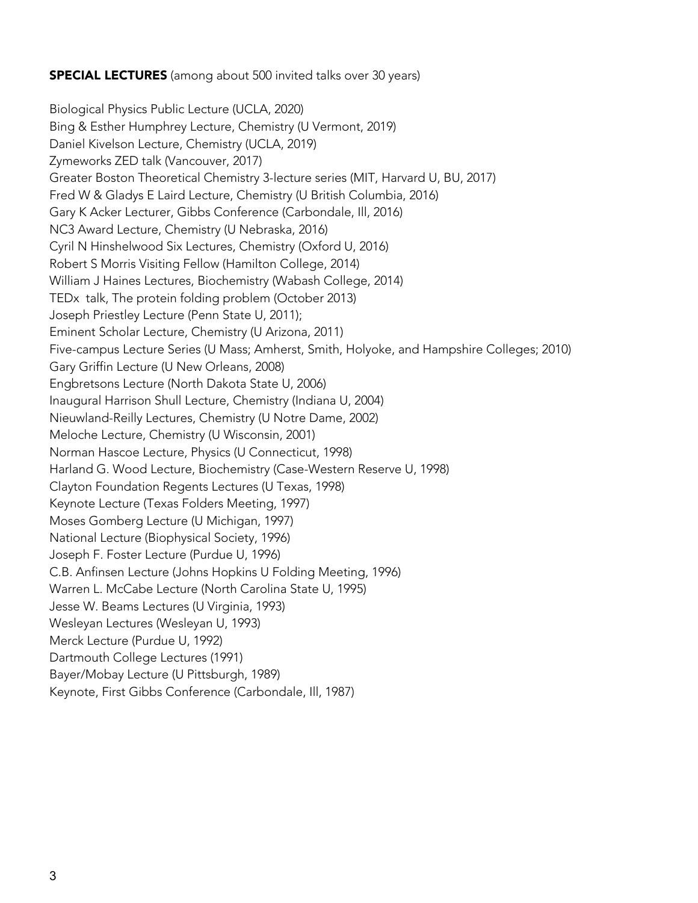**SPECIAL LECTURES** (among about 500 invited talks over 30 years)

Biological Physics Public Lecture (UCLA, 2020)
Bing & Esther Humphrey Lecture, Chemistry (U Vermont, 2019)
Daniel Kivelson Lecture, Chemistry (UCLA, 2019)
Zymeworks ZED talk (Vancouver, 2017)
Greater Boston Theoretical Chemistry 3-lecture series (MIT, Harvard U, BU, 2017)
Fred W & Gladys E Laird Lecture, Chemistry (U British Columbia, 2016)
Gary K Acker Lecturer, Gibbs Conference (Carbondale, Ill, 2016)
NC3 Award Lecture, Chemistry (U Nebraska, 2016)
Cyril N Hinshelwood Six Lectures, Chemistry (Oxford U, 2016)
Robert S Morris Visiting Fellow (Hamilton College, 2014)
William J Haines Lectures, Biochemistry (Wabash College, 2014)
TEDx talk, The protein folding problem (October 2013)
Joseph Priestley Lecture (Penn State U, 2011);
Eminent Scholar Lecture, Chemistry (U Arizona, 2011)
Five-campus Lecture Series (U Mass; Amherst, Smith, Holyoke, and Hampshire Colleges; 2010)
Gary Griffin Lecture (U New Orleans, 2008)
Engbretsons Lecture (North Dakota State U, 2006)
Inaugural Harrison Shull Lecture, Chemistry (Indiana U, 2004)
Nieuwland-Reilly Lectures, Chemistry (U Notre Dame, 2002)
Meloche Lecture, Chemistry (U Wisconsin, 2001)
Norman Hascoe Lecture, Physics (U Connecticut, 1998)
Harland G. Wood Lecture, Biochemistry (Case-Western Reserve U, 1998)
Clayton Foundation Regents Lectures (U Texas, 1998)
Keynote Lecture (Texas Folders Meeting, 1997)
Moses Gomberg Lecture (U Michigan, 1997)
National Lecture (Biophysical Society, 1996)
Joseph F. Foster Lecture (Purdue U, 1996)
C.B. Anfinsen Lecture (Johns Hopkins U Folding Meeting, 1996)
Warren L. McCabe Lecture (North Carolina State U, 1995)
Jesse W. Beams Lectures (U Virginia, 1993)
Wesleyan Lectures (Wesleyan U, 1993)
Merck Lecture (Purdue U, 1992)
Dartmouth College Lectures (1991)
Bayer/Mobay Lecture (U Pittsburgh, 1989)
Keynote, First Gibbs Conference (Carbondale, Ill, 1987)